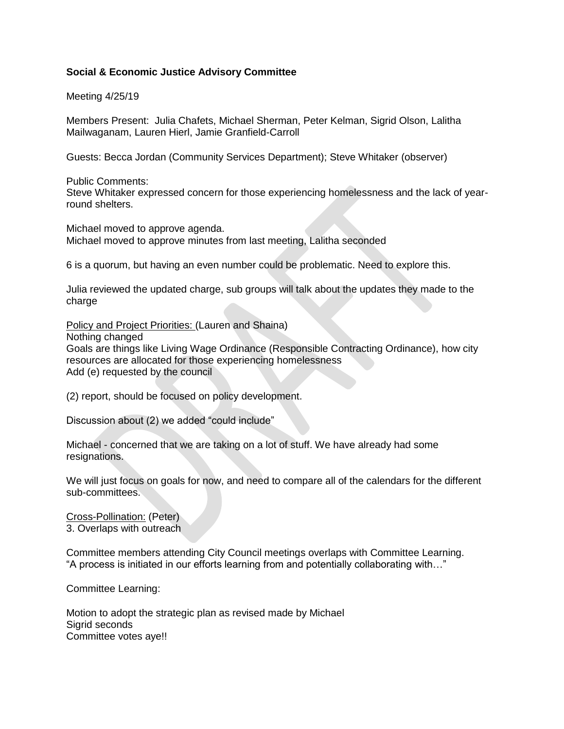**Social & Economic Justice Advisory Committee**

Meeting 4/25/19

Members Present: Julia Chafets, Michael Sherman, Peter Kelman, Sigrid Olson, Lalitha Mailwaganam, Lauren Hierl, Jamie Granfield-Carroll

Guests: Becca Jordan (Community Services Department); Steve Whitaker (observer)

Public Comments:
Steve Whitaker expressed concern for those experiencing homelessness and the lack of year-round shelters.

Michael moved to approve agenda.
Michael moved to approve minutes from last meeting, Lalitha seconded

6 is a quorum, but having an even number could be problematic. Need to explore this.

Julia reviewed the updated charge, sub groups will talk about the updates they made to the charge

<u>Policy and Project Priorities:</u> (Lauren and Shaina)
Nothing changed
Goals are things like Living Wage Ordinance (Responsible Contracting Ordinance), how city resources are allocated for those experiencing homelessness
Add (e) requested by the council

(2) report, should be focused on policy development.

Discussion about (2) we added "could include"

Michael - concerned that we are taking on a lot of stuff. We have already had some resignations.

We will just focus on goals for now, and need to compare all of the calendars for the different sub-committees.

<u>Cross-Pollination:</u> (Peter)
3. Overlaps with outreach

Committee members attending City Council meetings overlaps with Committee Learning.
"A process is initiated in our efforts learning from and potentially collaborating with…"

Committee Learning:

Motion to adopt the strategic plan as revised made by Michael
Sigrid seconds
Committee votes aye!!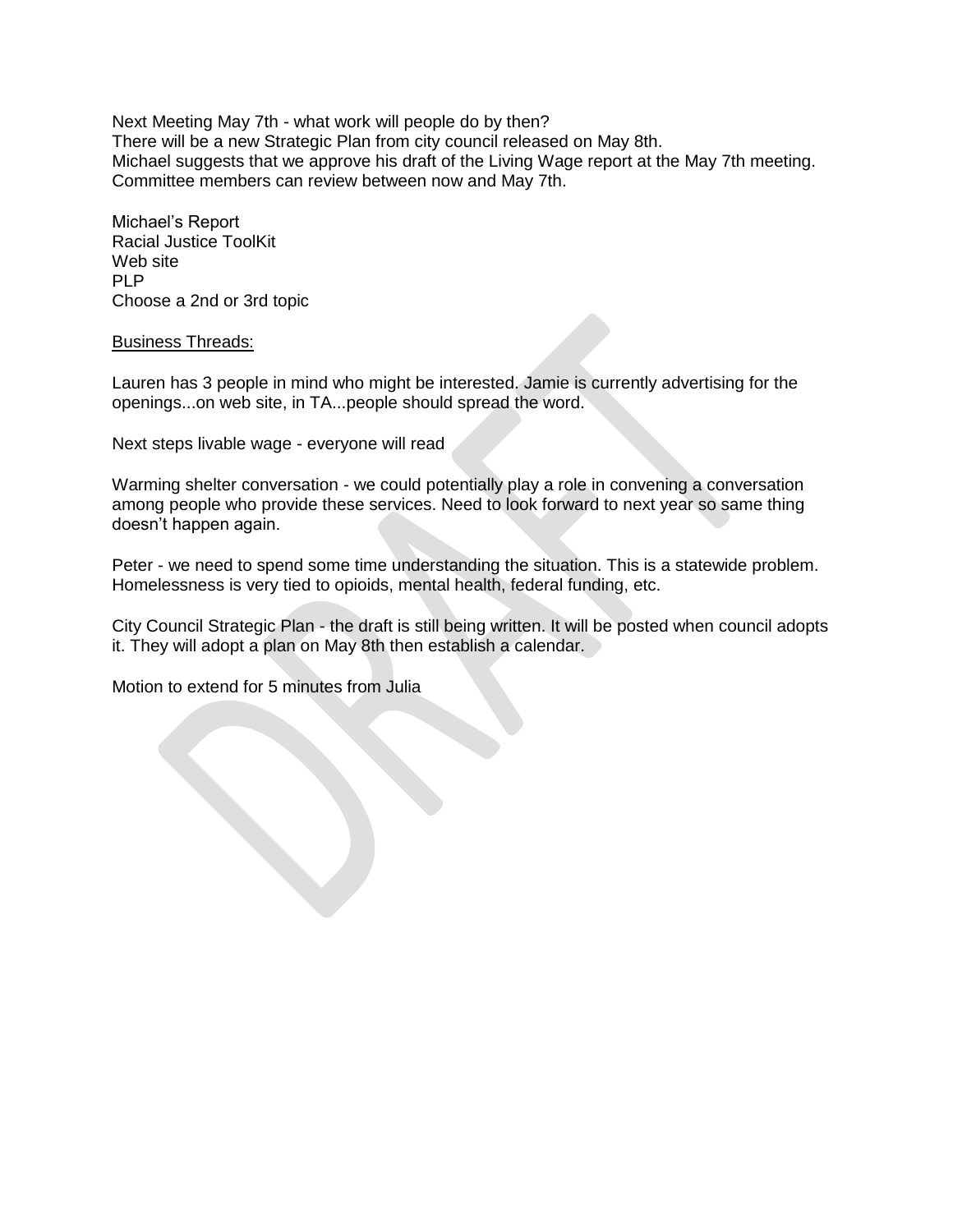Next Meeting May 7th - what work will people do by then?
There will be a new Strategic Plan from city council released on May 8th.
Michael suggests that we approve his draft of the Living Wage report at the May 7th meeting. Committee members can review between now and May 7th.

Michael's Report
Racial Justice ToolKit
Web site
PLP
Choose a 2nd or 3rd topic

<u>Business Threads:</u>

Lauren has 3 people in mind who might be interested. Jamie is currently advertising for the openings...on web site, in TA...people should spread the word.

Next steps livable wage - everyone will read

Warming shelter conversation - we could potentially play a role in convening a conversation among people who provide these services. Need to look forward to next year so same thing doesn't happen again.

Peter - we need to spend some time understanding the situation. This is a statewide problem. Homelessness is very tied to opioids, mental health, federal funding, etc.

City Council Strategic Plan - the draft is still being written. It will be posted when council adopts it. They will adopt a plan on May 8th then establish a calendar.

Motion to extend for 5 minutes from Julia